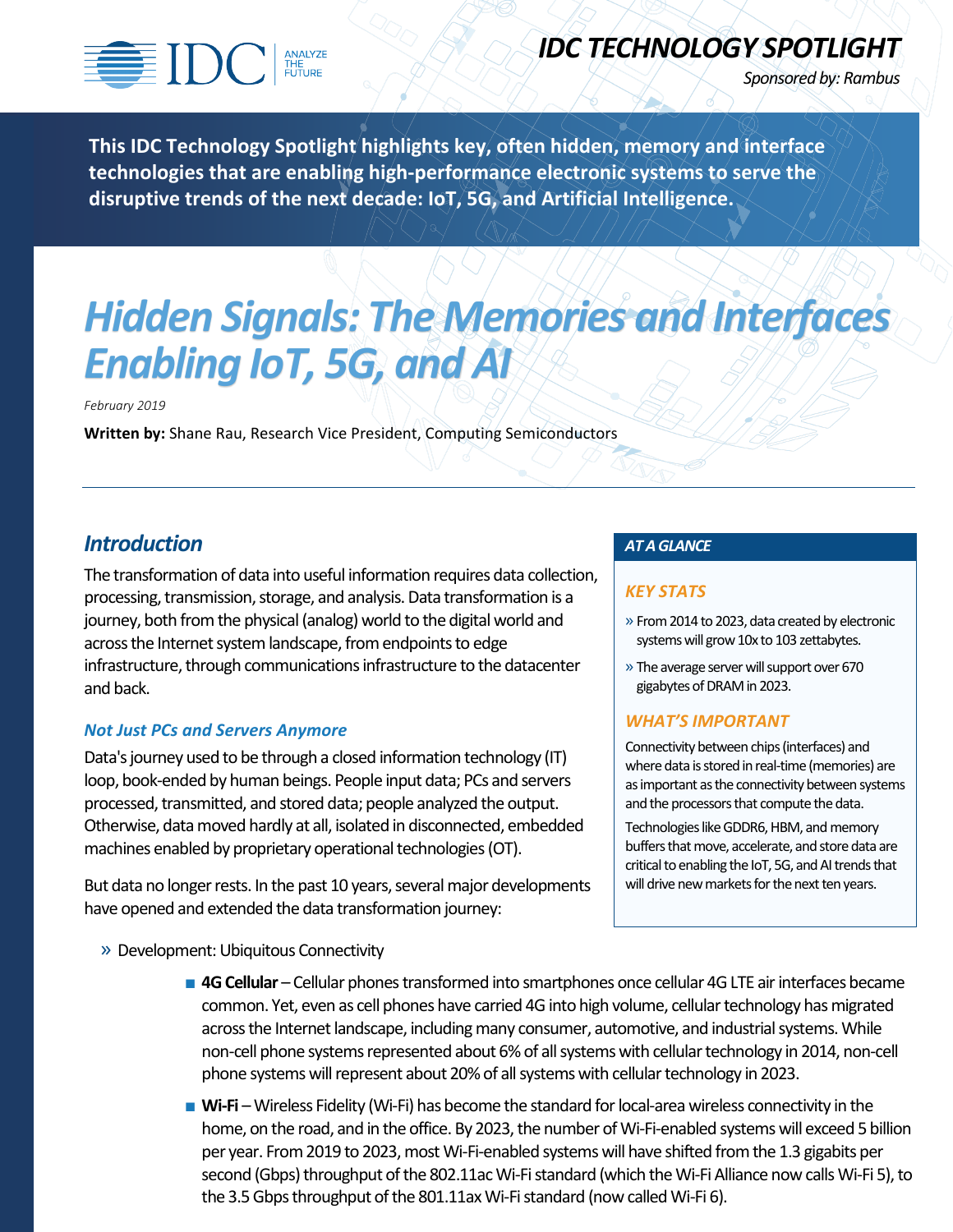IDC | ANALYZE THE FUTURE

# IDC TECHNOLOGY SPOTLIGHT

*Sponsored by: Rambus*

**This IDC Technology Spotlight highlights key, often hidden, memory and interface technologies that are enabling high-performance electronic systems to serve the disruptive trends of the next decade: IoT, 5G, and Artificial Intelligence.**

# *Hidden Signals: The Memories and Interfaces Enabling IoT, 5G, and AI*

*February 2019*

**Written by:** Shane Rau, Research Vice President, Computing Semiconductors

## *Introduction*

The transformation of data into useful information requires data collection, processing, transmission, storage, and analysis. Data transformation is a journey, both from the physical (analog) world to the digital world and across the Internet system landscape, from endpoints to edge infrastructure, through communications infrastructure to the datacenter and back.

### *Not Just PCs and Servers Anymore*

Data's journey used to be through a closed information technology (IT) loop, book-ended by human beings. People input data; PCs and servers processed, transmitted, and stored data; people analyzed the output. Otherwise, data moved hardly at all, isolated in disconnected, embedded machines enabled by proprietary operational technologies (OT).

But data no longer rests. In the past 10 years, several major developments have opened and extended the data transformation journey:

> **AT A GLANCE**
>
> **KEY STATS**
>
> » From 2014 to 2023, data created by electronic systems will grow 10x to 103 zettabytes.
>
> » The average server will support over 670 gigabytes of DRAM in 2023.
>
> **WHAT'S IMPORTANT**
>
> Connectivity between chips (interfaces) and where data is stored in real-time (memories) are as important as the connectivity between systems and the processors that compute the data.
>
> Technologies like GDDR6, HBM, and memory buffers that move, accelerate, and store data are critical to enabling the IoT, 5G, and AI trends that will drive new markets for the next ten years.

» Development: Ubiquitous Connectivity

- **4G Cellular** – Cellular phones transformed into smartphones once cellular 4G LTE air interfaces became common. Yet, even as cell phones have carried 4G into high volume, cellular technology has migrated across the Internet landscape, including many consumer, automotive, and industrial systems. While non-cell phone systems represented about 6% of all systems with cellular technology in 2014, non-cell phone systems will represent about 20% of all systems with cellular technology in 2023.
- **Wi-Fi** – Wireless Fidelity (Wi-Fi) has become the standard for local-area wireless connectivity in the home, on the road, and in the office. By 2023, the number of Wi-Fi-enabled systems will exceed 5 billion per year. From 2019 to 2023, most Wi-Fi-enabled systems will have shifted from the 1.3 gigabits per second (Gbps) throughput of the 802.11ac Wi-Fi standard (which the Wi-Fi Alliance now calls Wi-Fi 5), to the 3.5 Gbps throughput of the 801.11ax Wi-Fi standard (now called Wi-Fi 6).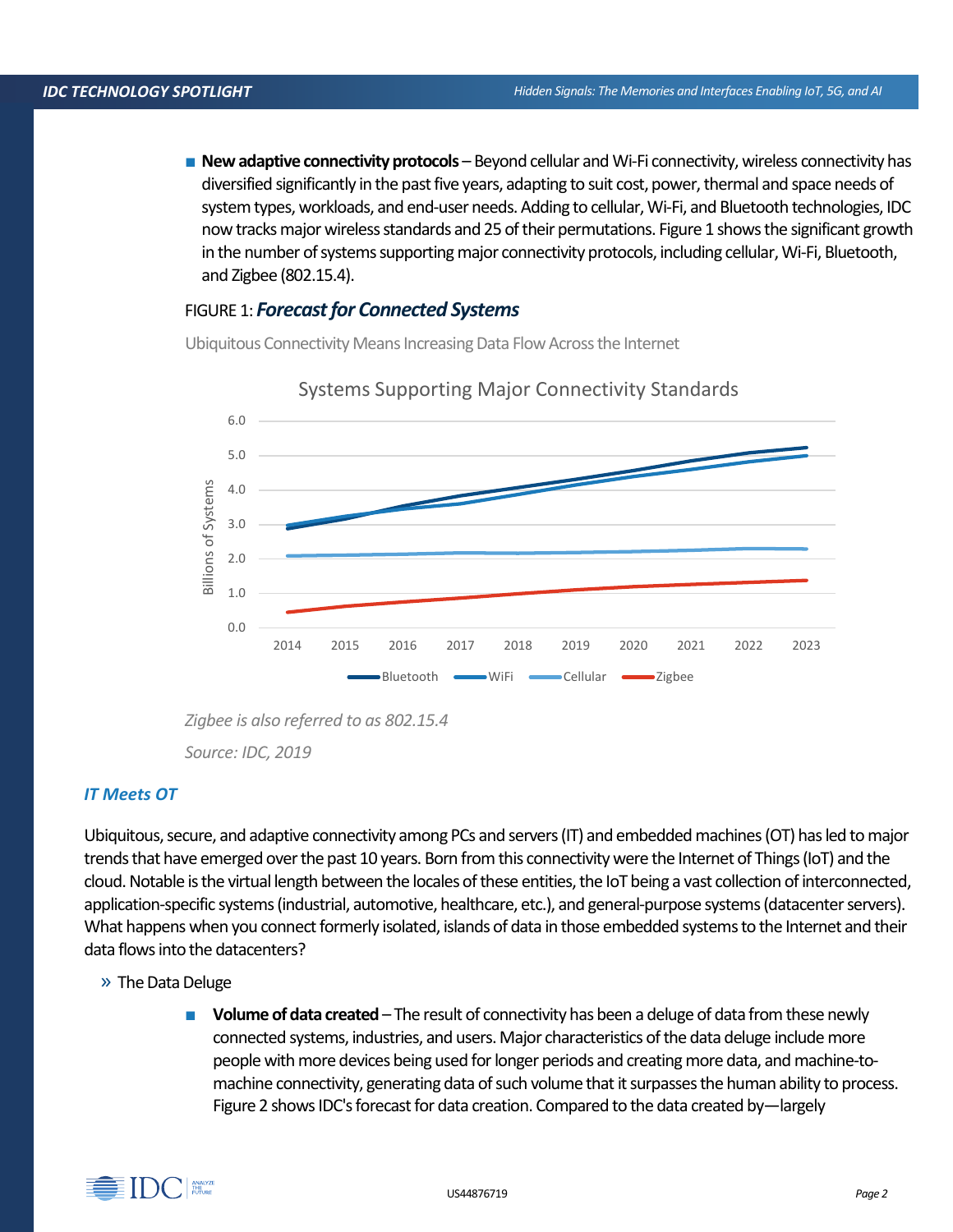- **New adaptive connectivity protocols** – Beyond cellular and Wi-Fi connectivity, wireless connectivity has diversified significantly in the past five years, adapting to suit cost, power, thermal and space needs of system types, workloads, and end-user needs. Adding to cellular, Wi-Fi, and Bluetooth technologies, IDC now tracks major wireless standards and 25 of their permutations. Figure 1 shows the significant growth in the number of systems supporting major connectivity protocols, including cellular, Wi-Fi, Bluetooth, and Zigbee (802.15.4).

FIGURE 1: ***Forecast for Connected Systems***

Ubiquitous Connectivity Means Increasing Data Flow Across the Internet

Systems Supporting Major Connectivity Standards

Billions of Systems

Legend: Bluetooth, WiFi, Cellular, Zigbee

*Zigbee is also referred to as 802.15.4*

*Source: IDC, 2019*

### *IT Meets OT*

Ubiquitous, secure, and adaptive connectivity among PCs and servers (IT) and embedded machines (OT) has led to major trends that have emerged over the past 10 years. Born from this connectivity were the Internet of Things (IoT) and the cloud. Notable is the virtual length between the locales of these entities, the IoT being a vast collection of interconnected, application-specific systems (industrial, automotive, healthcare, etc.), and general-purpose systems (datacenter servers). What happens when you connect formerly isolated, islands of data in those embedded systems to the Internet and their data flows into the datacenters?

» The Data Deluge

- **Volume of data created** – The result of connectivity has been a deluge of data from these newly connected systems, industries, and users. Major characteristics of the data deluge include more people with more devices being used for longer periods and creating more data, and machine-to-machine connectivity, generating data of such volume that it surpasses the human ability to process. Figure 2 shows IDC's forecast for data creation. Compared to the data created by—largely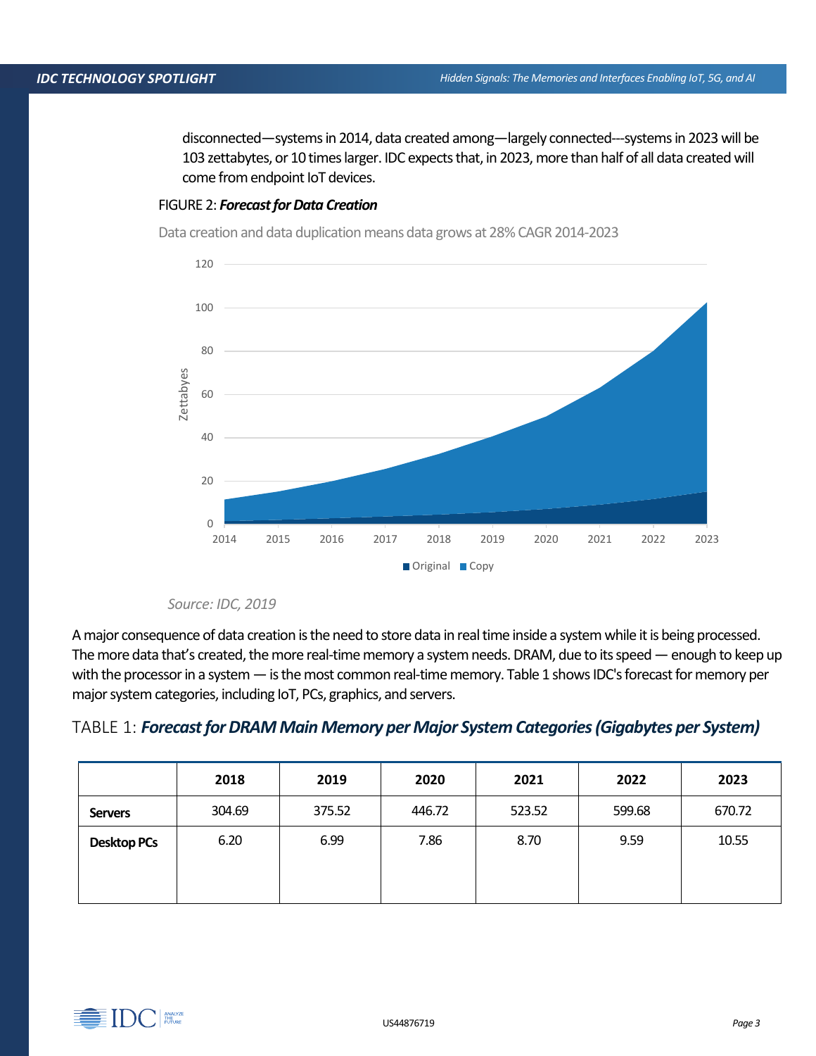disconnected—systems in 2014, data created among—largely connected---systems in 2023 will be 103 zettabytes, or 10 times larger. IDC expects that, in 2023, more than half of all data created will come from endpoint IoT devices.

FIGURE 2: ***Forecast for Data Creation***

Data creation and data duplication means data grows at 28% CAGR 2014-2023

*Source: IDC, 2019*

A major consequence of data creation is the need to store data in real time inside a system while it is being processed. The more data that's created, the more real-time memory a system needs. DRAM, due to its speed — enough to keep up with the processor in a system — is the most common real-time memory. Table 1 shows IDC's forecast for memory per major system categories, including IoT, PCs, graphics, and servers.

TABLE 1: ***Forecast for DRAM Main Memory per Major System Categories (Gigabytes per System)***

| | 2018 | 2019 | 2020 | 2021 | 2022 | 2023 |
|---|---|---|---|---|---|---|
| **Servers** | 304.69 | 375.52 | 446.72 | 523.52 | 599.68 | 670.72 |
| **Desktop PCs** | 6.20 | 6.99 | 7.86 | 8.70 | 9.59 | 10.55 |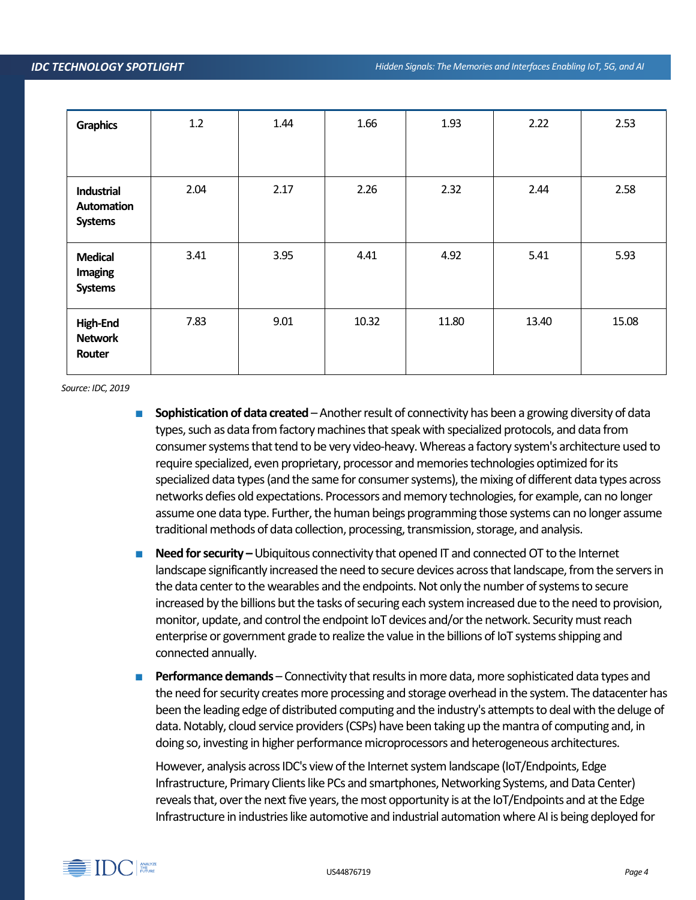| Graphics | 1.2 | 1.44 | 1.66 | 1.93 | 2.22 | 2.53 |
|---|---|---|---|---|---|---|
| Industrial Automation Systems | 2.04 | 2.17 | 2.26 | 2.32 | 2.44 | 2.58 |
| Medical Imaging Systems | 3.41 | 3.95 | 4.41 | 4.92 | 5.41 | 5.93 |
| High-End Network Router | 7.83 | 9.01 | 10.32 | 11.80 | 13.40 | 15.08 |

*Source: IDC, 2019*

- **Sophistication of data created** – Another result of connectivity has been a growing diversity of data types, such as data from factory machines that speak with specialized protocols, and data from consumer systems that tend to be very video-heavy. Whereas a factory system's architecture used to require specialized, even proprietary, processor and memories technologies optimized for its specialized data types (and the same for consumer systems), the mixing of different data types across networks defies old expectations. Processors and memory technologies, for example, can no longer assume one data type. Further, the human beings programming those systems can no longer assume traditional methods of data collection, processing, transmission, storage, and analysis.
- **Need for security –** Ubiquitous connectivity that opened IT and connected OT to the Internet landscape significantly increased the need to secure devices across that landscape, from the servers in the data center to the wearables and the endpoints. Not only the number of systems to secure increased by the billions but the tasks of securing each system increased due to the need to provision, monitor, update, and control the endpoint IoT devices and/or the network. Security must reach enterprise or government grade to realize the value in the billions of IoT systems shipping and connected annually.
- **Performance demands** – Connectivity that results in more data, more sophisticated data types and the need for security creates more processing and storage overhead in the system. The datacenter has been the leading edge of distributed computing and the industry's attempts to deal with the deluge of data. Notably, cloud service providers (CSPs) have been taking up the mantra of computing and, in doing so, investing in higher performance microprocessors and heterogeneous architectures.

  However, analysis across IDC's view of the Internet system landscape (IoT/Endpoints, Edge Infrastructure, Primary Clients like PCs and smartphones, Networking Systems, and Data Center) reveals that, over the next five years, the most opportunity is at the IoT/Endpoints and at the Edge Infrastructure in industries like automotive and industrial automation where AI is being deployed for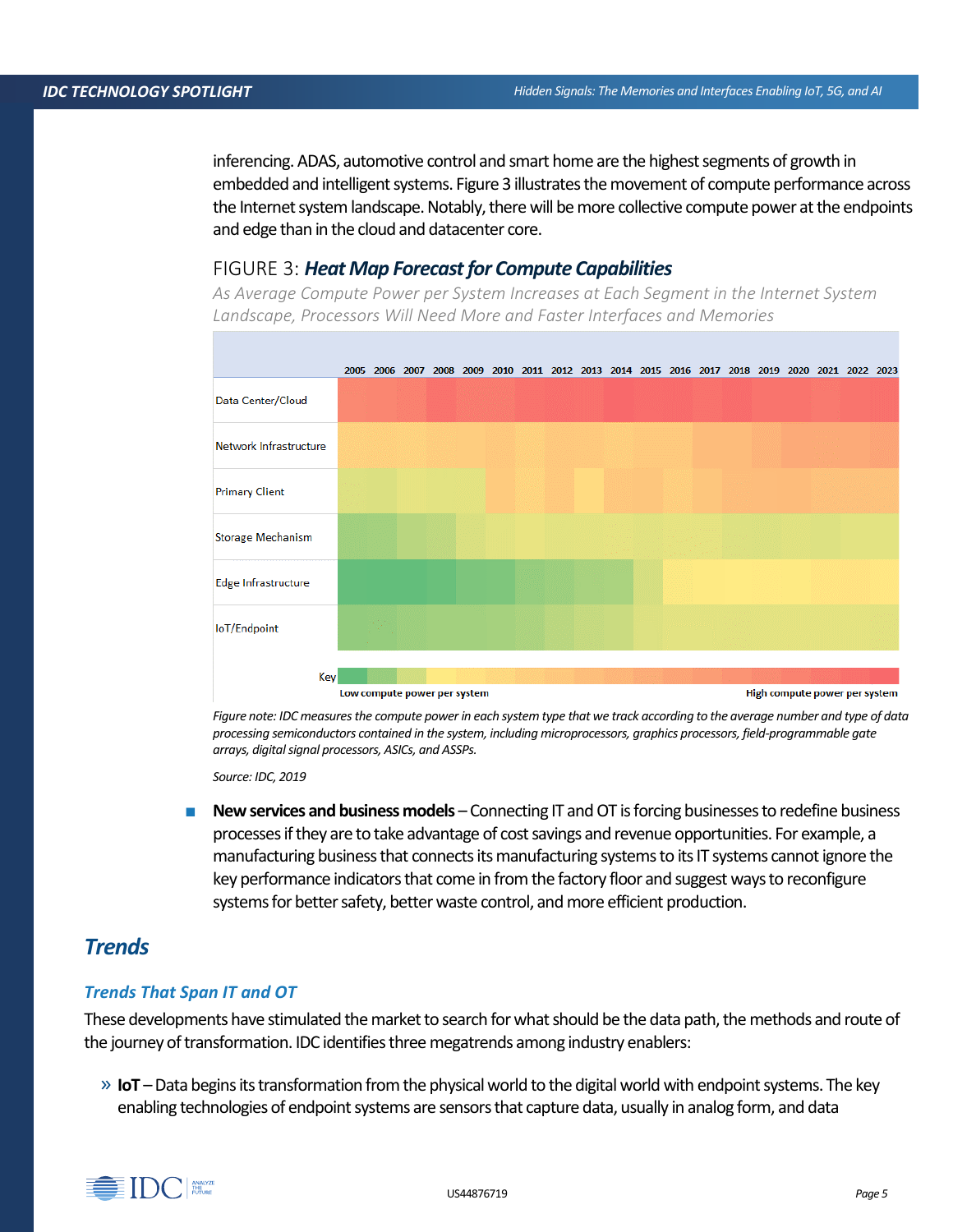inferencing. ADAS, automotive control and smart home are the highest segments of growth in embedded and intelligent systems. Figure 3 illustrates the movement of compute performance across the Internet system landscape. Notably, there will be more collective compute power at the endpoints and edge than in the cloud and datacenter core.

FIGURE 3: ***Heat Map Forecast for Compute Capabilities***

*As Average Compute Power per System Increases at Each Segment in the Internet System Landscape, Processors Will Need More and Faster Interfaces and Memories*

*Figure note: IDC measures the compute power in each system type that we track according to the average number and type of data processing semiconductors contained in the system, including microprocessors, graphics processors, field-programmable gate arrays, digital signal processors, ASICs, and ASSPs.*

*Source: IDC, 2019*

- **New services and business models** – Connecting IT and OT is forcing businesses to redefine business processes if they are to take advantage of cost savings and revenue opportunities. For example, a manufacturing business that connects its manufacturing systems to its IT systems cannot ignore the key performance indicators that come in from the factory floor and suggest ways to reconfigure systems for better safety, better waste control, and more efficient production.

## Trends

### Trends That Span IT and OT

These developments have stimulated the market to search for what should be the data path, the methods and route of the journey of transformation. IDC identifies three megatrends among industry enablers:

» **IoT** – Data begins its transformation from the physical world to the digital world with endpoint systems. The key enabling technologies of endpoint systems are sensors that capture data, usually in analog form, and data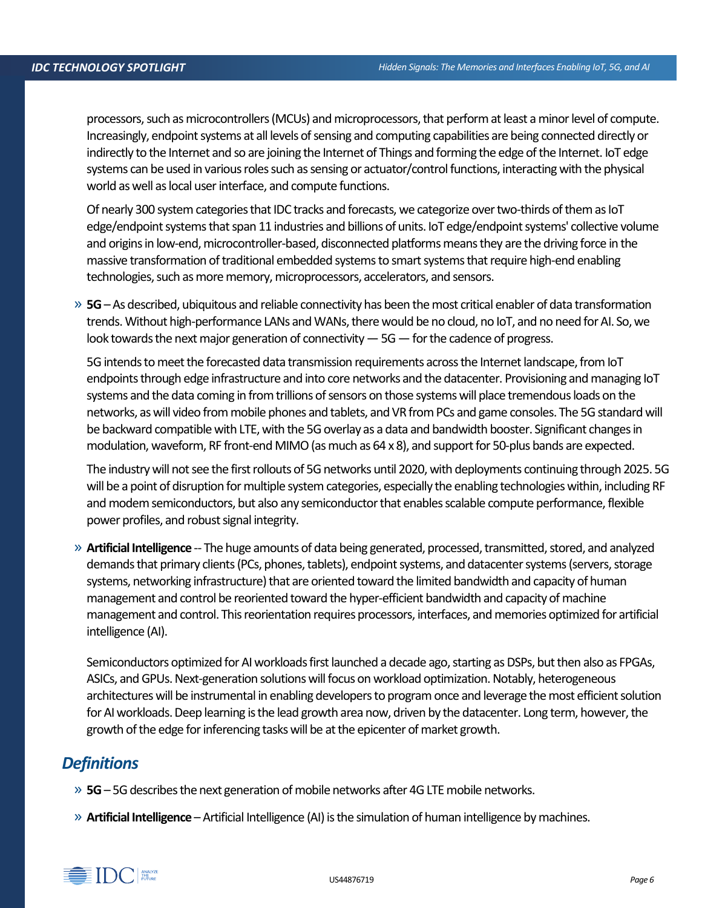processors, such as microcontrollers (MCUs) and microprocessors, that perform at least a minor level of compute. Increasingly, endpoint systems at all levels of sensing and computing capabilities are being connected directly or indirectly to the Internet and so are joining the Internet of Things and forming the edge of the Internet. IoT edge systems can be used in various roles such as sensing or actuator/control functions, interacting with the physical world as well as local user interface, and compute functions.

Of nearly 300 system categories that IDC tracks and forecasts, we categorize over two-thirds of them as IoT edge/endpoint systems that span 11 industries and billions of units. IoT edge/endpoint systems' collective volume and origins in low-end, microcontroller-based, disconnected platforms means they are the driving force in the massive transformation of traditional embedded systems to smart systems that require high-end enabling technologies, such as more memory, microprocessors, accelerators, and sensors.

» **5G** – As described, ubiquitous and reliable connectivity has been the most critical enabler of data transformation trends. Without high-performance LANs and WANs, there would be no cloud, no IoT, and no need for AI. So, we look towards the next major generation of connectivity — 5G — for the cadence of progress.

  5G intends to meet the forecasted data transmission requirements across the Internet landscape, from IoT endpoints through edge infrastructure and into core networks and the datacenter. Provisioning and managing IoT systems and the data coming in from trillions of sensors on those systems will place tremendous loads on the networks, as will video from mobile phones and tablets, and VR from PCs and game consoles. The 5G standard will be backward compatible with LTE, with the 5G overlay as a data and bandwidth booster. Significant changes in modulation, waveform, RF front-end MIMO (as much as 64 x 8), and support for 50-plus bands are expected.

  The industry will not see the first rollouts of 5G networks until 2020, with deployments continuing through 2025. 5G will be a point of disruption for multiple system categories, especially the enabling technologies within, including RF and modem semiconductors, but also any semiconductor that enables scalable compute performance, flexible power profiles, and robust signal integrity.

» **Artificial Intelligence** -- The huge amounts of data being generated, processed, transmitted, stored, and analyzed demands that primary clients (PCs, phones, tablets), endpoint systems, and datacenter systems (servers, storage systems, networking infrastructure) that are oriented toward the limited bandwidth and capacity of human management and control be reoriented toward the hyper-efficient bandwidth and capacity of machine management and control. This reorientation requires processors, interfaces, and memories optimized for artificial intelligence (AI).

  Semiconductors optimized for AI workloads first launched a decade ago, starting as DSPs, but then also as FPGAs, ASICs, and GPUs. Next-generation solutions will focus on workload optimization. Notably, heterogeneous architectures will be instrumental in enabling developers to program once and leverage the most efficient solution for AI workloads. Deep learning is the lead growth area now, driven by the datacenter. Long term, however, the growth of the edge for inferencing tasks will be at the epicenter of market growth.

## Definitions

» **5G** – 5G describes the next generation of mobile networks after 4G LTE mobile networks.

» **Artificial Intelligence** – Artificial Intelligence (AI) is the simulation of human intelligence by machines.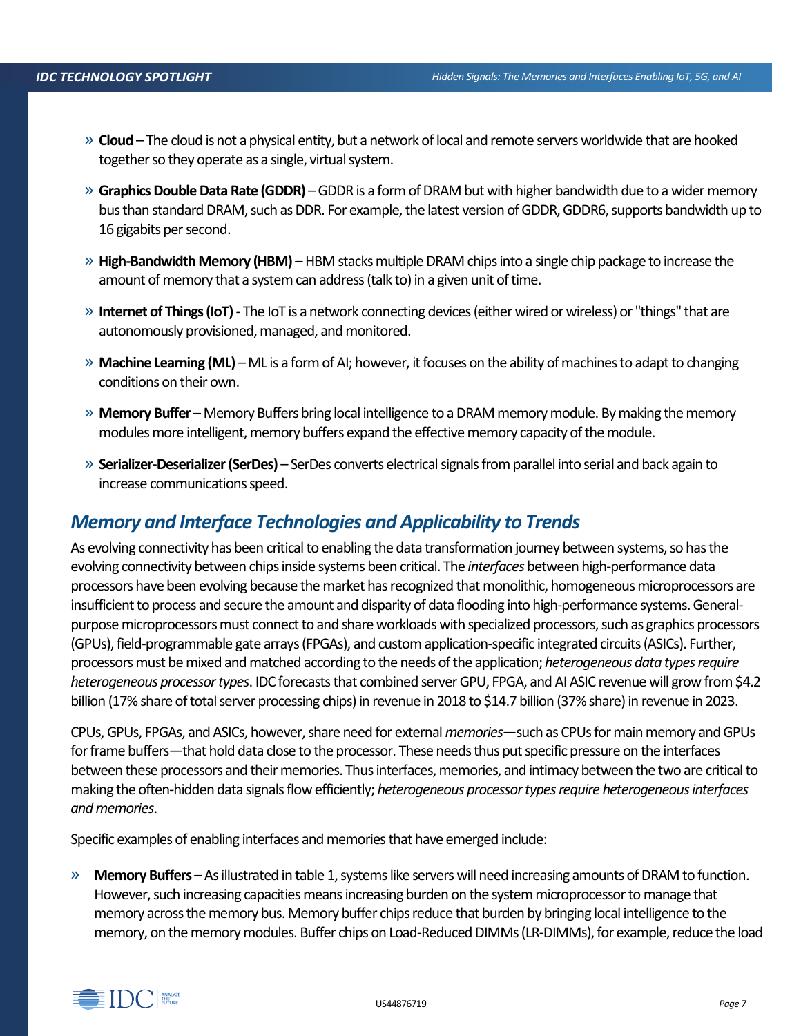- **Cloud** – The cloud is not a physical entity, but a network of local and remote servers worldwide that are hooked together so they operate as a single, virtual system.
- **Graphics Double Data Rate (GDDR)** – GDDR is a form of DRAM but with higher bandwidth due to a wider memory bus than standard DRAM, such as DDR. For example, the latest version of GDDR, GDDR6, supports bandwidth up to 16 gigabits per second.
- **High-Bandwidth Memory (HBM)** – HBM stacks multiple DRAM chips into a single chip package to increase the amount of memory that a system can address (talk to) in a given unit of time.
- **Internet of Things (IoT)** - The IoT is a network connecting devices (either wired or wireless) or "things" that are autonomously provisioned, managed, and monitored.
- **Machine Learning (ML)** – ML is a form of AI; however, it focuses on the ability of machines to adapt to changing conditions on their own.
- **Memory Buffer** – Memory Buffers bring local intelligence to a DRAM memory module. By making the memory modules more intelligent, memory buffers expand the effective memory capacity of the module.
- **Serializer-Deserializer (SerDes)** – SerDes converts electrical signals from parallel into serial and back again to increase communications speed.

## Memory and Interface Technologies and Applicability to Trends

As evolving connectivity has been critical to enabling the data transformation journey between systems, so has the evolving connectivity between chips inside systems been critical. The *interfaces* between high-performance data processors have been evolving because the market has recognized that monolithic, homogeneous microprocessors are insufficient to process and secure the amount and disparity of data flooding into high-performance systems. General-purpose microprocessors must connect to and share workloads with specialized processors, such as graphics processors (GPUs), field-programmable gate arrays (FPGAs), and custom application-specific integrated circuits (ASICs). Further, processors must be mixed and matched according to the needs of the application; *heterogeneous data types require heterogeneous processor types*. IDC forecasts that combined server GPU, FPGA, and AI ASIC revenue will grow from $4.2 billion (17% share of total server processing chips) in revenue in 2018 to $14.7 billion (37% share) in revenue in 2023.

CPUs, GPUs, FPGAs, and ASICs, however, share need for external *memories*—such as CPUs for main memory and GPUs for frame buffers—that hold data close to the processor. These needs thus put specific pressure on the interfaces between these processors and their memories. Thus interfaces, memories, and intimacy between the two are critical to making the often-hidden data signals flow efficiently; *heterogeneous processor types require heterogeneous interfaces and memories*.

Specific examples of enabling interfaces and memories that have emerged include:

- **Memory Buffers** – As illustrated in table 1, systems like servers will need increasing amounts of DRAM to function. However, such increasing capacities means increasing burden on the system microprocessor to manage that memory across the memory bus. Memory buffer chips reduce that burden by bringing local intelligence to the memory, on the memory modules. Buffer chips on Load-Reduced DIMMs (LR-DIMMs), for example, reduce the load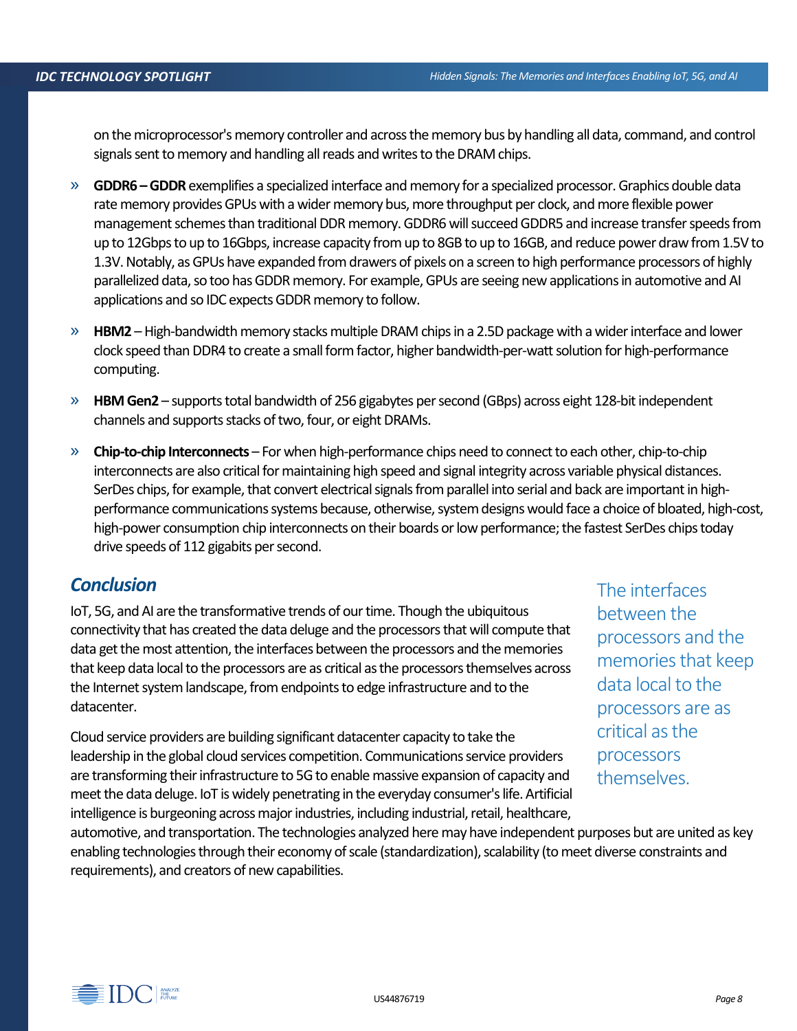on the microprocessor's memory controller and across the memory bus by handling all data, command, and control signals sent to memory and handling all reads and writes to the DRAM chips.

- **GDDR6 – GDDR** exemplifies a specialized interface and memory for a specialized processor. Graphics double data rate memory provides GPUs with a wider memory bus, more throughput per clock, and more flexible power management schemes than traditional DDR memory. GDDR6 will succeed GDDR5 and increase transfer speeds from up to 12Gbps to up to 16Gbps, increase capacity from up to 8GB to up to 16GB, and reduce power draw from 1.5V to 1.3V. Notably, as GPUs have expanded from drawers of pixels on a screen to high performance processors of highly parallelized data, so too has GDDR memory. For example, GPUs are seeing new applications in automotive and AI applications and so IDC expects GDDR memory to follow.
- **HBM2** – High-bandwidth memory stacks multiple DRAM chips in a 2.5D package with a wider interface and lower clock speed than DDR4 to create a small form factor, higher bandwidth-per-watt solution for high-performance computing.
- **HBM Gen2** – supports total bandwidth of 256 gigabytes per second (GBps) across eight 128-bit independent channels and supports stacks of two, four, or eight DRAMs.
- **Chip-to-chip Interconnects** – For when high-performance chips need to connect to each other, chip-to-chip interconnects are also critical for maintaining high speed and signal integrity across variable physical distances. SerDes chips, for example, that convert electrical signals from parallel into serial and back are important in high-performance communications systems because, otherwise, system designs would face a choice of bloated, high-cost, high-power consumption chip interconnects on their boards or low performance; the fastest SerDes chips today drive speeds of 112 gigabits per second.

## Conclusion

IoT, 5G, and AI are the transformative trends of our time. Though the ubiquitous connectivity that has created the data deluge and the processors that will compute that data get the most attention, the interfaces between the processors and the memories that keep data local to the processors are as critical as the processors themselves across the Internet system landscape, from endpoints to edge infrastructure and to the datacenter.

> The interfaces between the processors and the memories that keep data local to the processors are as critical as the processors themselves.

Cloud service providers are building significant datacenter capacity to take the leadership in the global cloud services competition. Communications service providers are transforming their infrastructure to 5G to enable massive expansion of capacity and meet the data deluge. IoT is widely penetrating in the everyday consumer's life. Artificial intelligence is burgeoning across major industries, including industrial, retail, healthcare, automotive, and transportation. The technologies analyzed here may have independent purposes but are united as key enabling technologies through their economy of scale (standardization), scalability (to meet diverse constraints and requirements), and creators of new capabilities.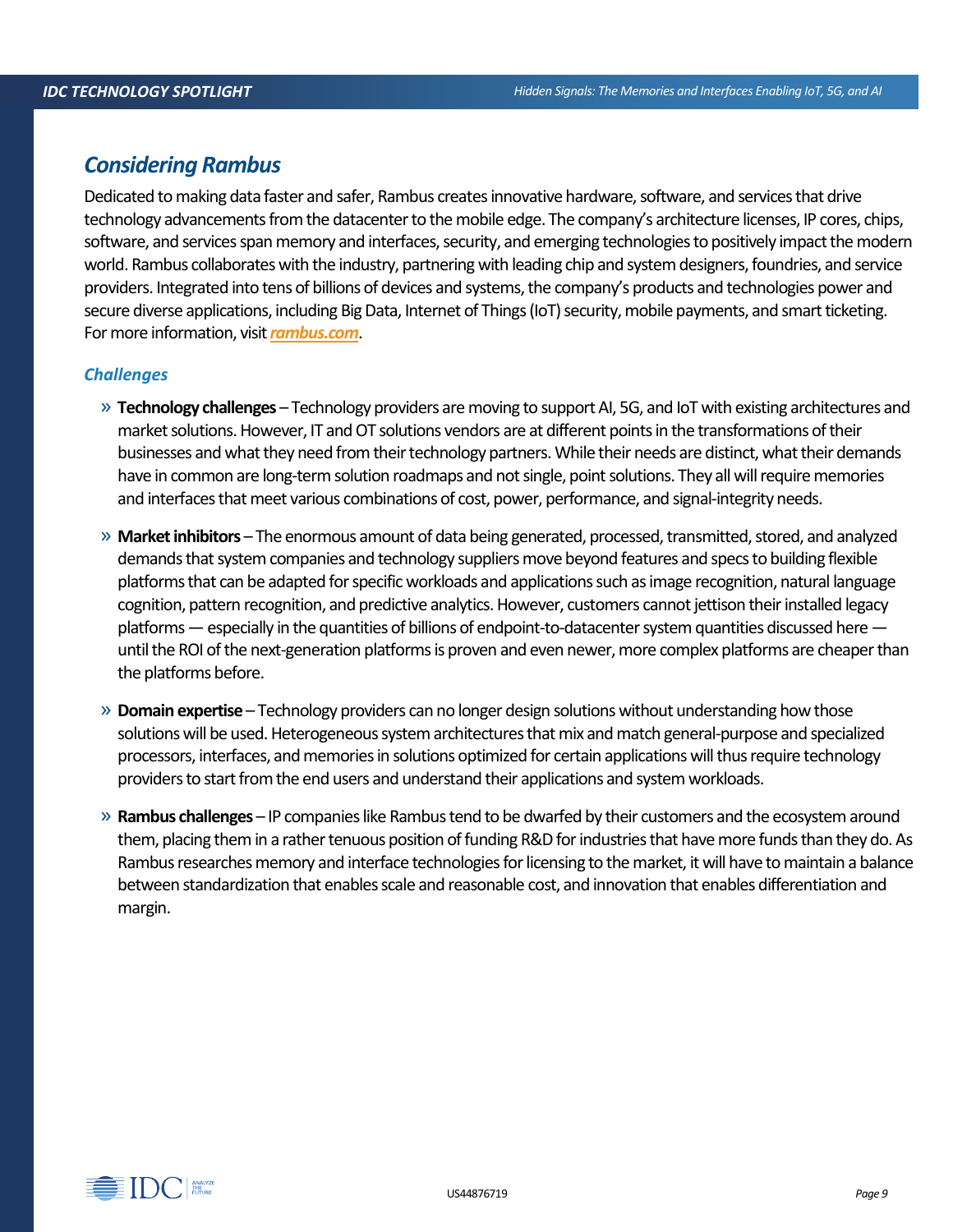## Considering Rambus

Dedicated to making data faster and safer, Rambus creates innovative hardware, software, and services that drive technology advancements from the datacenter to the mobile edge. The company's architecture licenses, IP cores, chips, software, and services span memory and interfaces, security, and emerging technologies to positively impact the modern world. Rambus collaborates with the industry, partnering with leading chip and system designers, foundries, and service providers. Integrated into tens of billions of devices and systems, the company's products and technologies power and secure diverse applications, including Big Data, Internet of Things (IoT) security, mobile payments, and smart ticketing. For more information, visit [rambus.com](https://rambus.com).

### Challenges

- **Technology challenges** – Technology providers are moving to support AI, 5G, and IoT with existing architectures and market solutions. However, IT and OT solutions vendors are at different points in the transformations of their businesses and what they need from their technology partners. While their needs are distinct, what their demands have in common are long-term solution roadmaps and not single, point solutions. They all will require memories and interfaces that meet various combinations of cost, power, performance, and signal-integrity needs.
- **Market inhibitors** – The enormous amount of data being generated, processed, transmitted, stored, and analyzed demands that system companies and technology suppliers move beyond features and specs to building flexible platforms that can be adapted for specific workloads and applications such as image recognition, natural language cognition, pattern recognition, and predictive analytics. However, customers cannot jettison their installed legacy platforms — especially in the quantities of billions of endpoint-to-datacenter system quantities discussed here — until the ROI of the next-generation platforms is proven and even newer, more complex platforms are cheaper than the platforms before.
- **Domain expertise** – Technology providers can no longer design solutions without understanding how those solutions will be used. Heterogeneous system architectures that mix and match general-purpose and specialized processors, interfaces, and memories in solutions optimized for certain applications will thus require technology providers to start from the end users and understand their applications and system workloads.
- **Rambus challenges** – IP companies like Rambus tend to be dwarfed by their customers and the ecosystem around them, placing them in a rather tenuous position of funding R&D for industries that have more funds than they do. As Rambus researches memory and interface technologies for licensing to the market, it will have to maintain a balance between standardization that enables scale and reasonable cost, and innovation that enables differentiation and margin.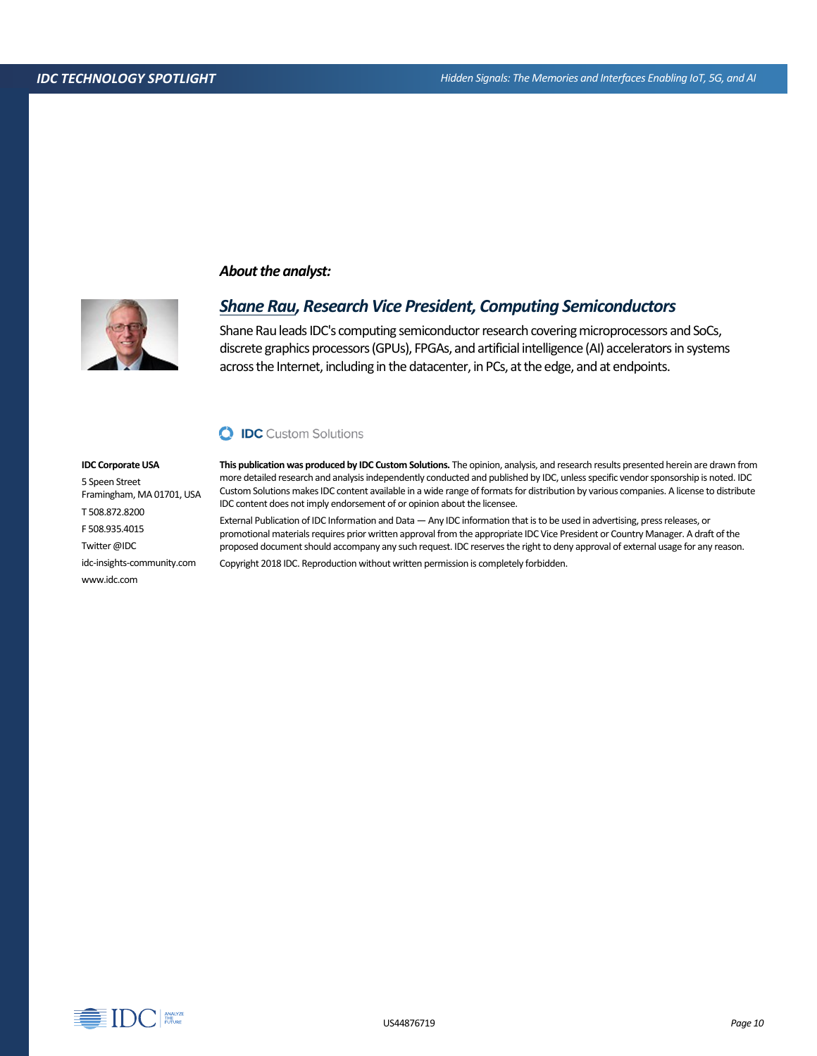***About the analyst:***

## ***Shane Rau, Research Vice President, Computing Semiconductors***

Shane Rau leads IDC's computing semiconductor research covering microprocessors and SoCs, discrete graphics processors (GPUs), FPGAs, and artificial intelligence (AI) accelerators in systems across the Internet, including in the datacenter, in PCs, at the edge, and at endpoints.

**IDC** Custom Solutions

**IDC Corporate USA**

5 Speen Street
Framingham, MA 01701, USA

T 508.872.8200

F 508.935.4015

Twitter @IDC

idc-insights-community.com

www.idc.com

**This publication was produced by IDC Custom Solutions.** The opinion, analysis, and research results presented herein are drawn from more detailed research and analysis independently conducted and published by IDC, unless specific vendor sponsorship is noted. IDC Custom Solutions makes IDC content available in a wide range of formats for distribution by various companies. A license to distribute IDC content does not imply endorsement of or opinion about the licensee.

External Publication of IDC Information and Data — Any IDC information that is to be used in advertising, press releases, or promotional materials requires prior written approval from the appropriate IDC Vice President or Country Manager. A draft of the proposed document should accompany any such request. IDC reserves the right to deny approval of external usage for any reason.

Copyright 2018 IDC. Reproduction without written permission is completely forbidden.

US44876719